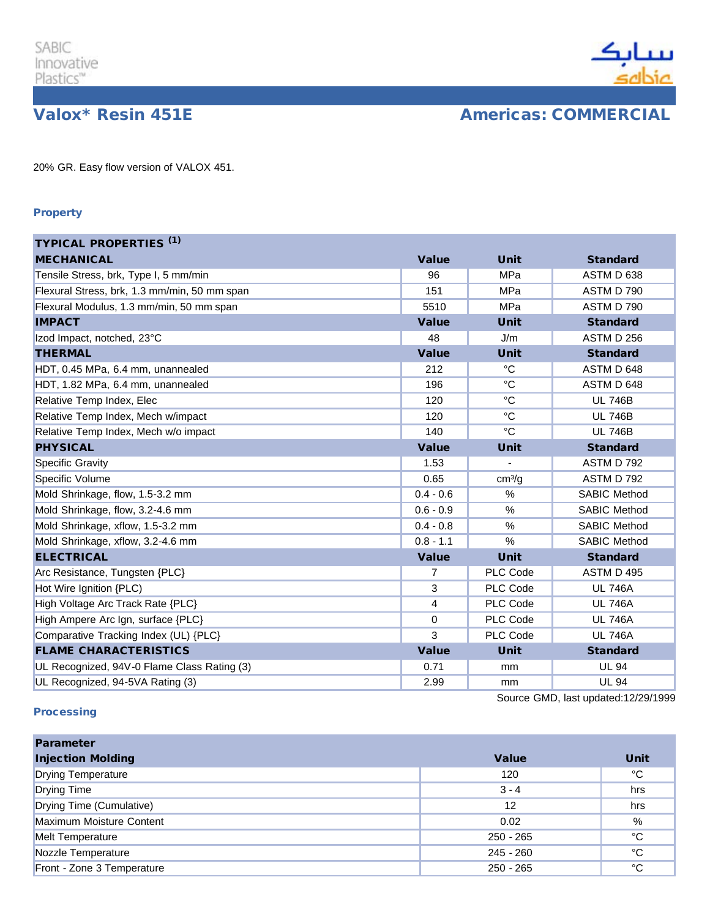SABIC Innovative Plastics™

# Valox* Resin 451E

## Americas: COMMERCIAL

20% GR. Easy flow version of VALOX 451.

### Property

| TYPICAL PROPERTIES [1] | | | |
|---|---|---|---|
| **MECHANICAL** | **Value** | **Unit** | **Standard** |
| Tensile Stress, brk, Type I, 5 mm/min | 96 | MPa | ASTM D 638 |
| Flexural Stress, brk, 1.3 mm/min, 50 mm span | 151 | MPa | ASTM D 790 |
| Flexural Modulus, 1.3 mm/min, 50 mm span | 5510 | MPa | ASTM D 790 |
| **IMPACT** | **Value** | **Unit** | **Standard** |
| Izod Impact, notched, 23°C | 48 | J/m | ASTM D 256 |
| **THERMAL** | **Value** | **Unit** | **Standard** |
| HDT, 0.45 MPa, 6.4 mm, unannealed | 212 | °C | ASTM D 648 |
| HDT, 1.82 MPa, 6.4 mm, unannealed | 196 | °C | ASTM D 648 |
| Relative Temp Index, Elec | 120 | °C | UL 746B |
| Relative Temp Index, Mech w/impact | 120 | °C | UL 746B |
| Relative Temp Index, Mech w/o impact | 140 | °C | UL 746B |
| **PHYSICAL** | **Value** | **Unit** | **Standard** |
| Specific Gravity | 1.53 | - | ASTM D 792 |
| Specific Volume | 0.65 | $cm^3/g$ | ASTM D 792 |
| Mold Shrinkage, flow, 1.5-3.2 mm | 0.4 - 0.6 | % | SABIC Method |
| Mold Shrinkage, flow, 3.2-4.6 mm | 0.6 - 0.9 | % | SABIC Method |
| Mold Shrinkage, xflow, 1.5-3.2 mm | 0.4 - 0.8 | % | SABIC Method |
| Mold Shrinkage, xflow, 3.2-4.6 mm | 0.8 - 1.1 | % | SABIC Method |
| **ELECTRICAL** | **Value** | **Unit** | **Standard** |
| Arc Resistance, Tungsten {PLC} | 7 | PLC Code | ASTM D 495 |
| Hot Wire Ignition {PLC) | 3 | PLC Code | UL 746A |
| High Voltage Arc Track Rate {PLC} | 4 | PLC Code | UL 746A |
| High Ampere Arc Ign, surface {PLC} | 0 | PLC Code | UL 746A |
| Comparative Tracking Index (UL) {PLC} | 3 | PLC Code | UL 746A |
| **FLAME CHARACTERISTICS** | **Value** | **Unit** | **Standard** |
| UL Recognized, 94V-0 Flame Class Rating (3) | 0.71 | mm | UL 94 |
| UL Recognized, 94-5VA Rating (3) | 2.99 | mm | UL 94 |

Source GMD, last updated:12/29/1999

### Processing

| Parameter | | |
|---|---|---|
| **Injection Molding** | **Value** | **Unit** |
| Drying Temperature | 120 | °C |
| Drying Time | 3 - 4 | hrs |
| Drying Time (Cumulative) | 12 | hrs |
| Maximum Moisture Content | 0.02 | % |
| Melt Temperature | 250 - 265 | °C |
| Nozzle Temperature | 245 - 260 | °C |
| Front - Zone 3 Temperature | 250 - 265 | °C |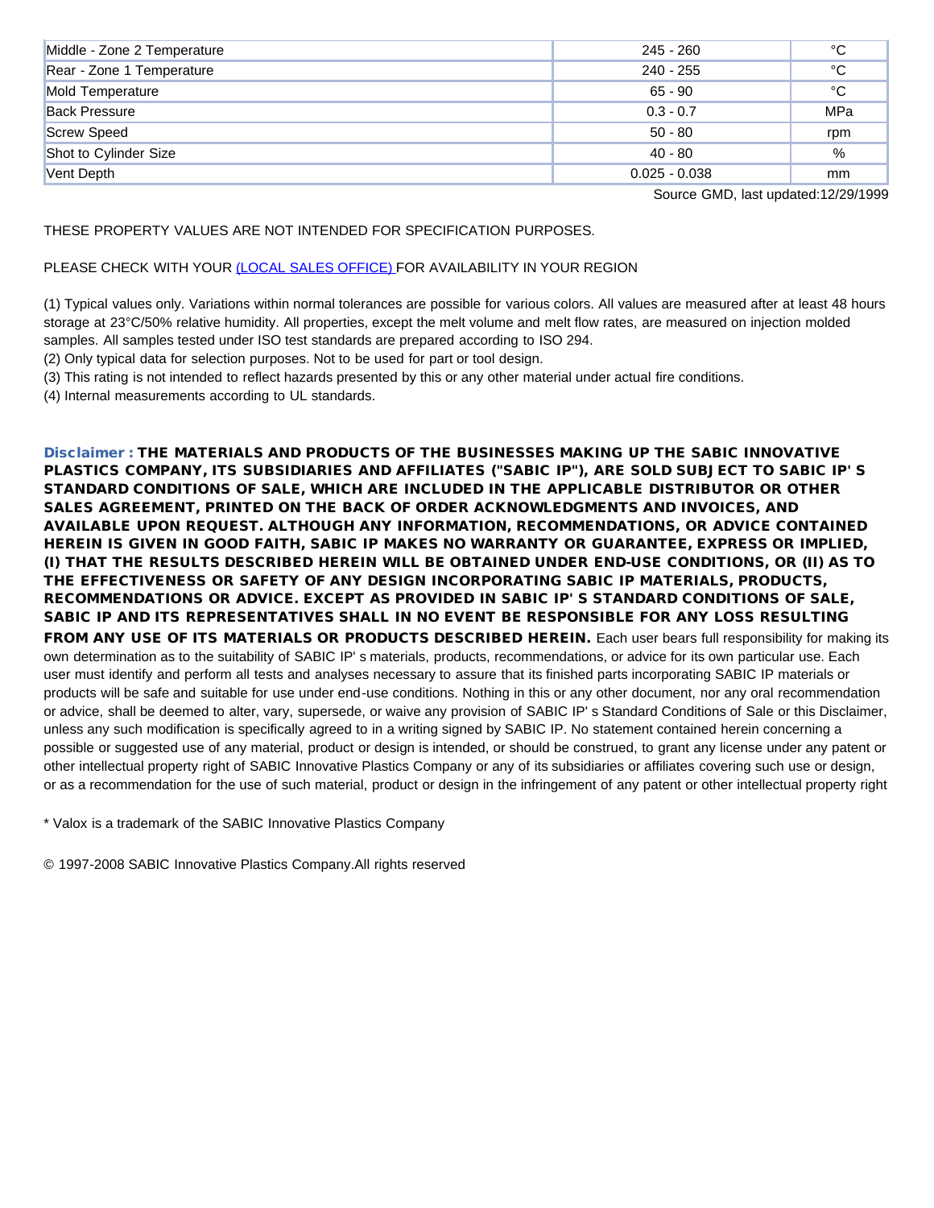| | | |
|---|---|---|
| Middle - Zone 2 Temperature | 245 - 260 | °C |
| Rear - Zone 1 Temperature | 240 - 255 | °C |
| Mold Temperature | 65 - 90 | °C |
| Back Pressure | 0.3 - 0.7 | MPa |
| Screw Speed | 50 - 80 | rpm |
| Shot to Cylinder Size | 40 - 80 | % |
| Vent Depth | 0.025 - 0.038 | mm |

Source GMD, last updated:12/29/1999

THESE PROPERTY VALUES ARE NOT INTENDED FOR SPECIFICATION PURPOSES.

PLEASE CHECK WITH YOUR (LOCAL SALES OFFICE) FOR AVAILABILITY IN YOUR REGION

(1) Typical values only. Variations within normal tolerances are possible for various colors. All values are measured after at least 48 hours storage at 23°C/50% relative humidity. All properties, except the melt volume and melt flow rates, are measured on injection molded samples. All samples tested under ISO test standards are prepared according to ISO 294.
(2) Only typical data for selection purposes. Not to be used for part or tool design.
(3) This rating is not intended to reflect hazards presented by this or any other material under actual fire conditions.
(4) Internal measurements according to UL standards.

**Disclaimer : THE MATERIALS AND PRODUCTS OF THE BUSINESSES MAKING UP THE SABIC INNOVATIVE PLASTICS COMPANY, ITS SUBSIDIARIES AND AFFILIATES ("SABIC IP"), ARE SOLD SUBJECT TO SABIC IP' S STANDARD CONDITIONS OF SALE, WHICH ARE INCLUDED IN THE APPLICABLE DISTRIBUTOR OR OTHER SALES AGREEMENT, PRINTED ON THE BACK OF ORDER ACKNOWLEDGMENTS AND INVOICES, AND AVAILABLE UPON REQUEST. ALTHOUGH ANY INFORMATION, RECOMMENDATIONS, OR ADVICE CONTAINED HEREIN IS GIVEN IN GOOD FAITH, SABIC IP MAKES NO WARRANTY OR GUARANTEE, EXPRESS OR IMPLIED, (I) THAT THE RESULTS DESCRIBED HEREIN WILL BE OBTAINED UNDER END-USE CONDITIONS, OR (II) AS TO THE EFFECTIVENESS OR SAFETY OF ANY DESIGN INCORPORATING SABIC IP MATERIALS, PRODUCTS, RECOMMENDATIONS OR ADVICE. EXCEPT AS PROVIDED IN SABIC IP' S STANDARD CONDITIONS OF SALE, SABIC IP AND ITS REPRESENTATIVES SHALL IN NO EVENT BE RESPONSIBLE FOR ANY LOSS RESULTING FROM ANY USE OF ITS MATERIALS OR PRODUCTS DESCRIBED HEREIN.** Each user bears full responsibility for making its own determination as to the suitability of SABIC IP' s materials, products, recommendations, or advice for its own particular use. Each user must identify and perform all tests and analyses necessary to assure that its finished parts incorporating SABIC IP materials or products will be safe and suitable for use under end-use conditions. Nothing in this or any other document, nor any oral recommendation or advice, shall be deemed to alter, vary, supersede, or waive any provision of SABIC IP' s Standard Conditions of Sale or this Disclaimer, unless any such modification is specifically agreed to in a writing signed by SABIC IP. No statement contained herein concerning a possible or suggested use of any material, product or design is intended, or should be construed, to grant any license under any patent or other intellectual property right of SABIC Innovative Plastics Company or any of its subsidiaries or affiliates covering such use or design, or as a recommendation for the use of such material, product or design in the infringement of any patent or other intellectual property right

* Valox is a trademark of the SABIC Innovative Plastics Company

© 1997-2008 SABIC Innovative Plastics Company.All rights reserved